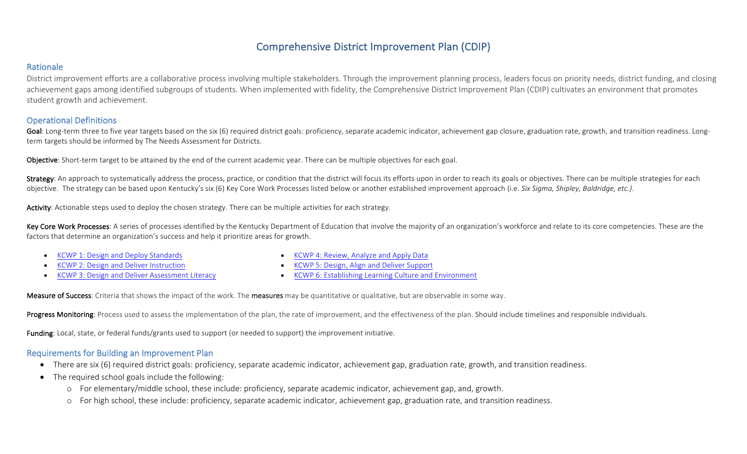# Comprehensive District Improvement Plan (CDIP)

## Rationale

District improvement efforts are a collaborative process involving multiple stakeholders. Through the improvement planning process, leaders focus on priority needs, district funding, and closing achievement gaps among identified subgroups of students. When implemented with fidelity, the Comprehensive District Improvement Plan (CDIP) cultivates an environment that promotes student growth and achievement.

## Operational Definitions

**Goal**: Long-term three to five year targets based on the six (6) required district goals: proficiency, separate academic indicator, achievement gap closure, graduation rate, growth, and transition readiness. Long-term targets should be informed by The Needs Assessment for Districts.

**Objective**: Short-term target to be attained by the end of the current academic year. There can be multiple objectives for each goal.

**Strategy**: An approach to systematically address the process, practice, or condition that the district will focus its efforts upon in order to reach its goals or objectives. There can be multiple strategies for each objective. The strategy can be based upon Kentucky's six (6) Key Core Work Processes listed below or another established improvement approach (i.e. *Six Sigma, Shipley, Baldridge, etc.)*.

**Activity**: Actionable steps used to deploy the chosen strategy. There can be multiple activities for each strategy.

**Key Core Work Processes**: A series of processes identified by the Kentucky Department of Education that involve the majority of an organization's workforce and relate to its core competencies. These are the factors that determine an organization's success and help it prioritize areas for growth.

- KCWP 1: Design and Deploy Standards
- KCWP 2: Design and Deliver Instruction
- KCWP 3: Design and Deliver Assessment Literacy
- KCWP 4: Review, Analyze and Apply Data
- KCWP 5: Design, Align and Deliver Support
- KCWP 6: Establishing Learning Culture and Environment

**Measure of Success**: Criteria that shows the impact of the work. The **measures** may be quantitative or qualitative, but are observable in some way.

**Progress Monitoring**: Process used to assess the implementation of the plan, the rate of improvement, and the effectiveness of the plan. Should include timelines and responsible individuals.

**Funding**: Local, state, or federal funds/grants used to support (or needed to support) the improvement initiative.

## Requirements for Building an Improvement Plan

- There are six (6) required district goals: proficiency, separate academic indicator, achievement gap, graduation rate, growth, and transition readiness.
- The required school goals include the following:
    - For elementary/middle school, these include: proficiency, separate academic indicator, achievement gap, and, growth.
    - For high school, these include: proficiency, separate academic indicator, achievement gap, graduation rate, and transition readiness.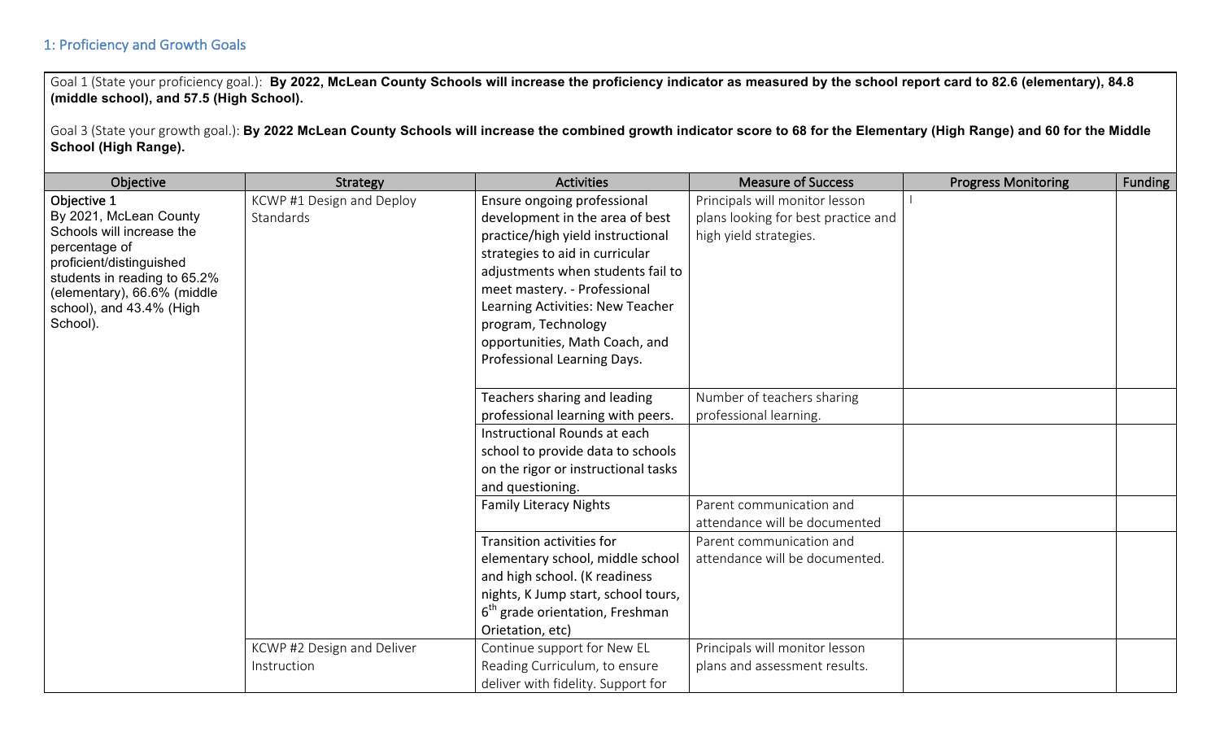## 1: Proficiency and Growth Goals

Goal 1 (State your proficiency goal.): **By 2022, McLean County Schools will increase the proficiency indicator as measured by the school report card to 82.6 (elementary), 84.8 (middle school), and 57.5 (High School).**

Goal 3 (State your growth goal.): **By 2022 McLean County Schools will increase the combined growth indicator score to 68 for the Elementary (High Range) and 60 for the Middle School (High Range).**

| Objective | Strategy | Activities | Measure of Success | Progress Monitoring | Funding |
|---|---|---|---|---|---|
| **Objective 1** By 2021, McLean County Schools will increase the percentage of proficient/distinguished students in reading to 65.2% (elementary), 66.6% (middle school), and 43.4% (High School). | KCWP #1 Design and Deploy Standards | Ensure ongoing professional development in the area of best practice/high yield instructional strategies to aid in curricular adjustments when students fail to meet mastery. - Professional Learning Activities: New Teacher program, Technology opportunities, Math Coach, and Professional Learning Days. | Principals will monitor lesson plans looking for best practice and high yield strategies. | I | |
| | | Teachers sharing and leading professional learning with peers. | Number of teachers sharing professional learning. | | |
| | | Instructional Rounds at each school to provide data to schools on the rigor or instructional tasks and questioning. | | | |
| | | Family Literacy Nights | Parent communication and attendance will be documented | | |
| | | Transition activities for elementary school, middle school and high school. (K readiness nights, K Jump start, school tours, 6th grade orientation, Freshman Orietation, etc) | Parent communication and attendance will be documented. | | |
| | KCWP #2 Design and Deliver Instruction | Continue support for New EL Reading Curriculum, to ensure deliver with fidelity. Support for | Principals will monitor lesson plans and assessment results. | | |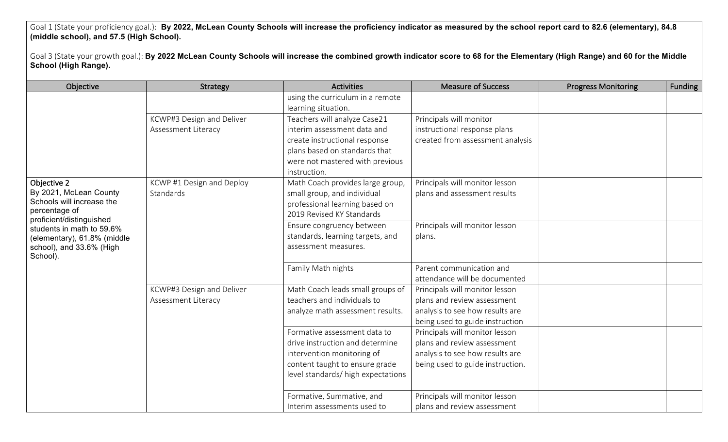Goal 1 (State your proficiency goal.): **By 2022, McLean County Schools will increase the proficiency indicator as measured by the school report card to 82.6 (elementary), 84.8 (middle school), and 57.5 (High School).**

Goal 3 (State your growth goal.): **By 2022 McLean County Schools will increase the combined growth indicator score to 68 for the Elementary (High Range) and 60 for the Middle School (High Range).**

| Objective | Strategy | Activities | Measure of Success | Progress Monitoring | Funding |
|---|---|---|---|---|---|
| | | using the curriculum in a remote learning situation. | | | |
| | KCWP#3 Design and Deliver Assessment Literacy | Teachers will analyze Case21 interim assessment data and create instructional response plans based on standards that were not mastered with previous instruction. | Principals will monitor instructional response plans created from assessment analysis | | |
| **Objective 2** By 2021, McLean County Schools will increase the percentage of proficient/distinguished students in math to 59.6% (elementary), 61.8% (middle school), and 33.6% (High School). | KCWP #1 Design and Deploy Standards | Math Coach provides large group, small group, and individual professional learning based on 2019 Revised KY Standards | Principals will monitor lesson plans and assessment results | | |
| | | Ensure congruency between standards, learning targets, and assessment measures. | Principals will monitor lesson plans. | | |
| | | Family Math nights | Parent communication and attendance will be documented | | |
| | KCWP#3 Design and Deliver Assessment Literacy | Math Coach leads small groups of teachers and individuals to analyze math assessment results. | Principals will monitor lesson plans and review assessment analysis to see how results are being used to guide instruction | | |
| | | Formative assessment data to drive instruction and determine intervention monitoring of content taught to ensure grade level standards/ high expectations | Principals will monitor lesson plans and review assessment analysis to see how results are being used to guide instruction. | | |
| | | Formative, Summative, and Interim assessments used to | Principals will monitor lesson plans and review assessment | | |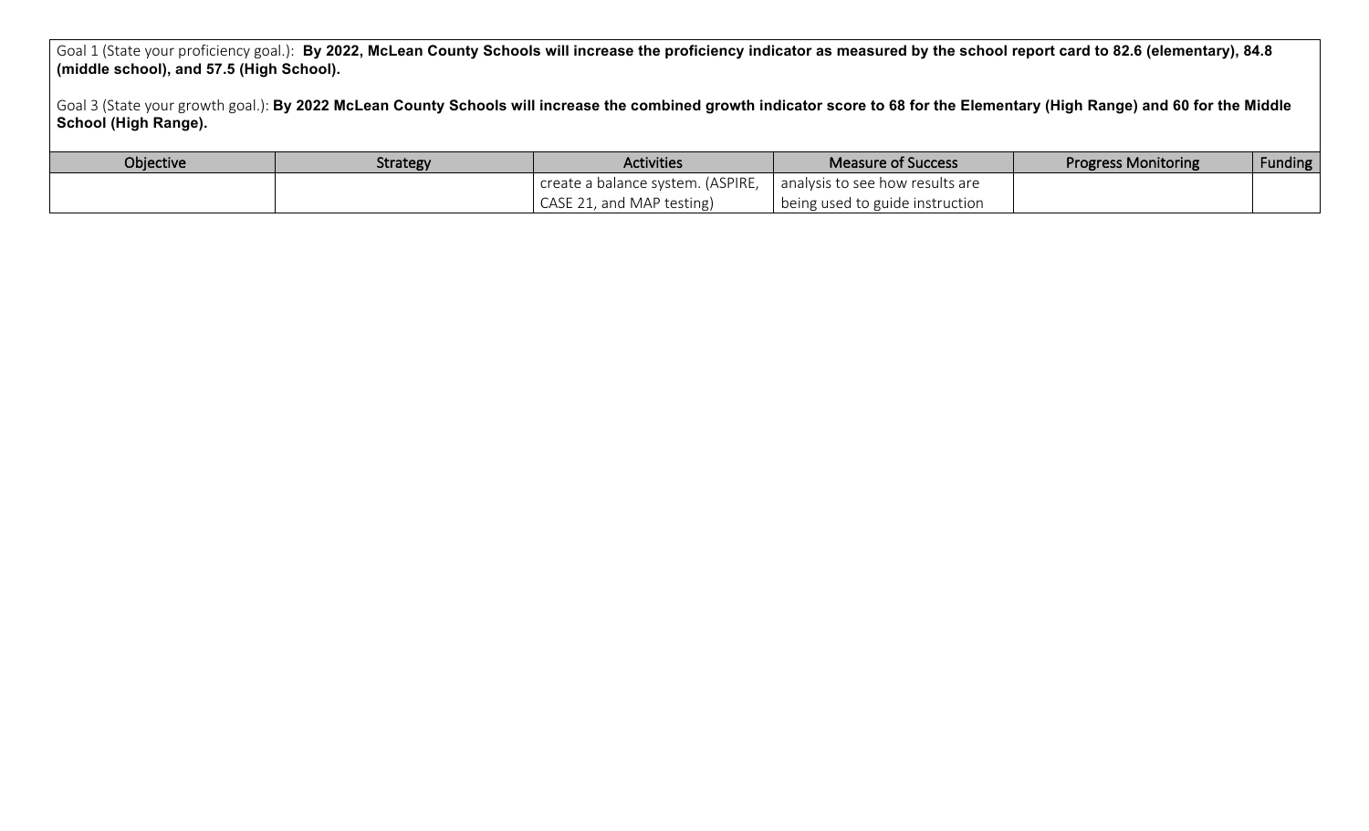Goal 1 (State your proficiency goal.): **By 2022, McLean County Schools will increase the proficiency indicator as measured by the school report card to 82.6 (elementary), 84.8 (middle school), and 57.5 (High School).**

Goal 3 (State your growth goal.): **By 2022 McLean County Schools will increase the combined growth indicator score to 68 for the Elementary (High Range) and 60 for the Middle School (High Range).**

| Objective | Strategy | Activities | Measure of Success | Progress Monitoring | Funding |
|---|---|---|---|---|---|
| | | create a balance system. (ASPIRE, CASE 21, and MAP testing) | analysis to see how results are being used to guide instruction | | |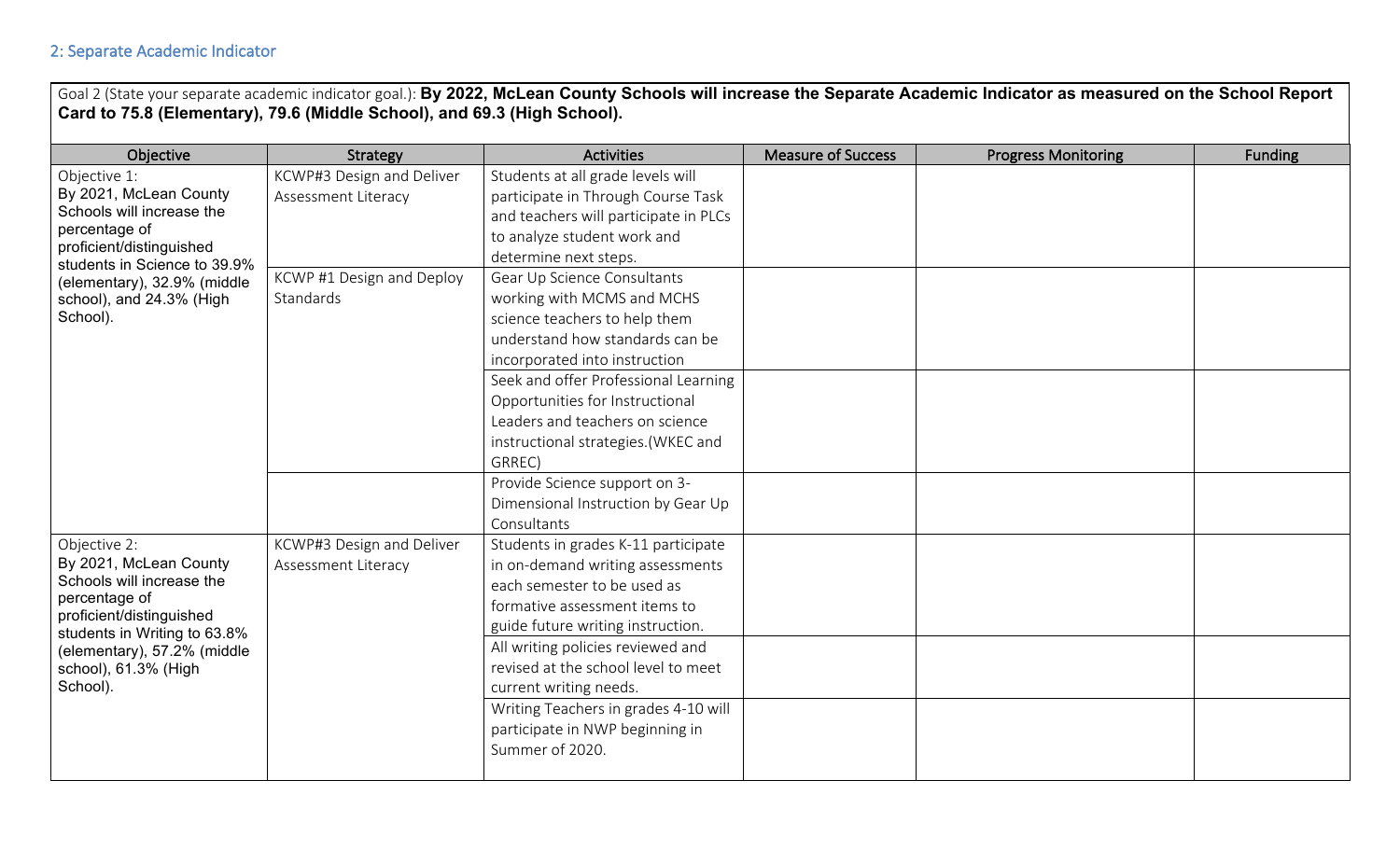## 2: Separate Academic Indicator

Goal 2 (State your separate academic indicator goal.): **By 2022, McLean County Schools will increase the Separate Academic Indicator as measured on the School Report Card to 75.8 (Elementary), 79.6 (Middle School), and 69.3 (High School).**

| Objective | Strategy | Activities | Measure of Success | Progress Monitoring | Funding |
|---|---|---|---|---|---|
| Objective 1: By 2021, McLean County Schools will increase the percentage of proficient/distinguished students in Science to 39.9% (elementary), 32.9% (middle school), and 24.3% (High School). | KCWP#3 Design and Deliver Assessment Literacy | Students at all grade levels will participate in Through Course Task and teachers will participate in PLCs to analyze student work and determine next steps. | | | |
| | KCWP #1 Design and Deploy Standards | Gear Up Science Consultants working with MCMS and MCHS science teachers to help them understand how standards can be incorporated into instruction | | | |
| | | Seek and offer Professional Learning Opportunities for Instructional Leaders and teachers on science instructional strategies.(WKEC and GRREC) | | | |
| | | Provide Science support on 3-Dimensional Instruction by Gear Up Consultants | | | |
| Objective 2: By 2021, McLean County Schools will increase the percentage of proficient/distinguished students in Writing to 63.8% (elementary), 57.2% (middle school), 61.3% (High School). | KCWP#3 Design and Deliver Assessment Literacy | Students in grades K-11 participate in on-demand writing assessments each semester to be used as formative assessment items to guide future writing instruction. | | | |
| | | All writing policies reviewed and revised at the school level to meet current writing needs. | | | |
| | | Writing Teachers in grades 4-10 will participate in NWP beginning in Summer of 2020. | | | |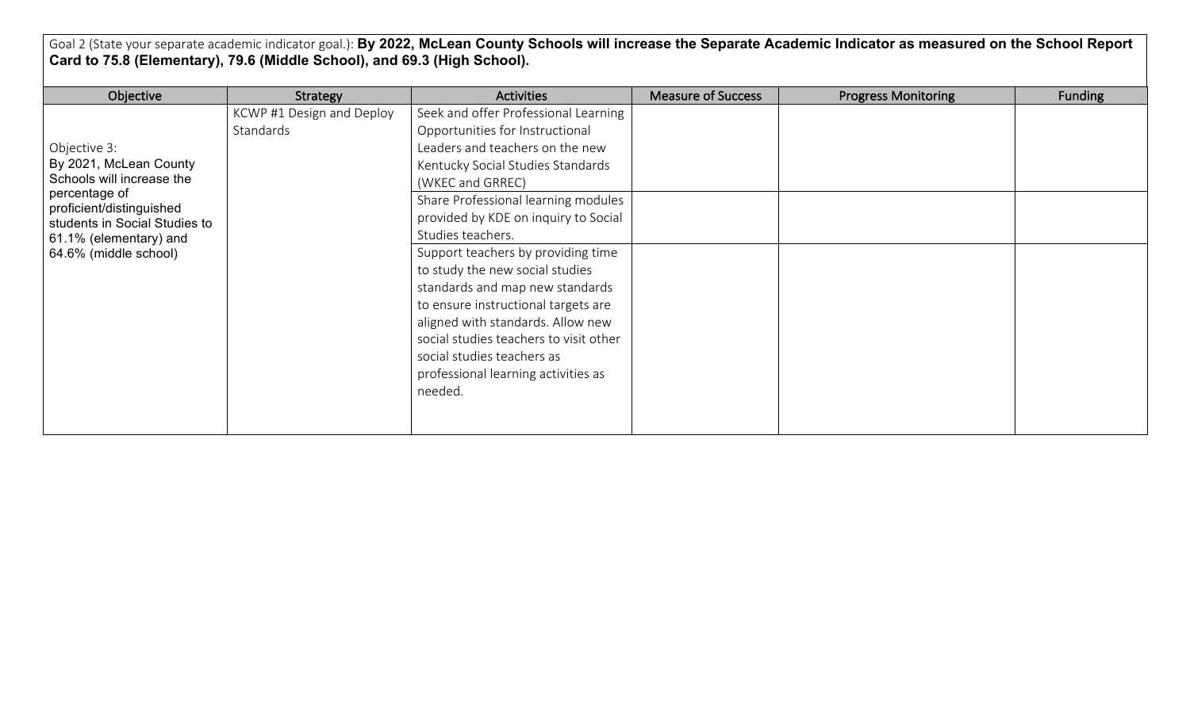Goal 2 (State your separate academic indicator goal.): **By 2022, McLean County Schools will increase the Separate Academic Indicator as measured on the School Report Card to 75.8 (Elementary), 79.6 (Middle School), and 69.3 (High School).**

| Objective | Strategy | Activities | Measure of Success | Progress Monitoring | Funding |
|---|---|---|---|---|---|
| Objective 3: By 2021, McLean County Schools will increase the percentage of proficient/distinguished students in Social Studies to 61.1% (elementary) and 64.6% (middle school) | KCWP #1 Design and Deploy Standards | Seek and offer Professional Learning Opportunities for Instructional Leaders and teachers on the new Kentucky Social Studies Standards (WKEC and GRREC) | | | |
| | | Share Professional learning modules provided by KDE on inquiry to Social Studies teachers. | | | |
| | | Support teachers by providing time to study the new social studies standards and map new standards to ensure instructional targets are aligned with standards. Allow new social studies teachers to visit other social studies teachers as professional learning activities as needed. | | | |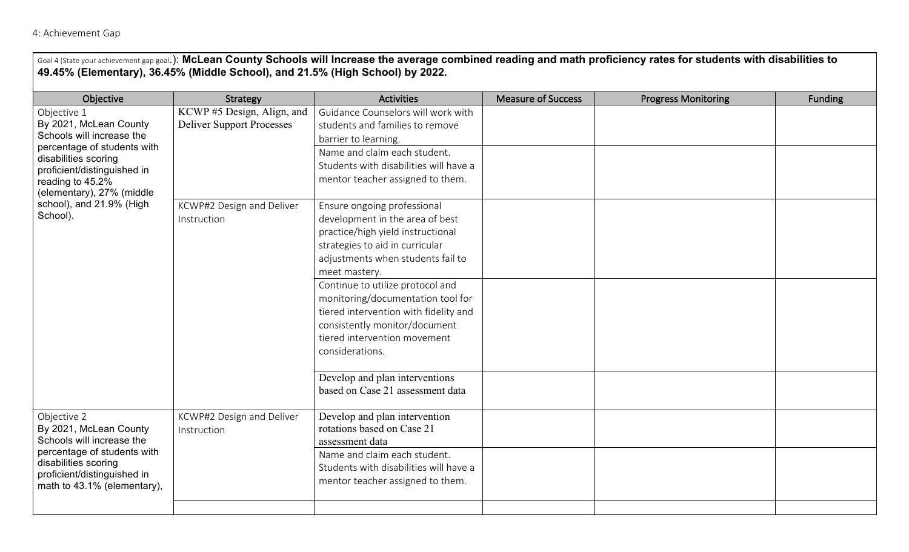4: Achievement Gap

Goal 4 (State your achievement gap goal.): **McLean County Schools will Increase the average combined reading and math proficiency rates for students with disabilities to 49.45% (Elementary), 36.45% (Middle School), and 21.5% (High School) by 2022.**

| Objective | Strategy | Activities | Measure of Success | Progress Monitoring | Funding |
|---|---|---|---|---|---|
| Objective 1<br>By 2021, McLean County Schools will increase the percentage of students with disabilities scoring proficient/distinguished in reading to 45.2% (elementary), 27% (middle school), and 21.9% (High School). | KCWP #5 Design, Align, and Deliver Support Processes | Guidance Counselors will work with students and families to remove barrier to learning. | | | |
| | | Name and claim each student. Students with disabilities will have a mentor teacher assigned to them. | | | |
| | KCWP#2 Design and Deliver Instruction | Ensure ongoing professional development in the area of best practice/high yield instructional strategies to aid in curricular adjustments when students fail to meet mastery. | | | |
| | | Continue to utilize protocol and monitoring/documentation tool for tiered intervention with fidelity and consistently monitor/document tiered intervention movement considerations. | | | |
| | | Develop and plan interventions based on Case 21 assessment data | | | |
| Objective 2<br>By 2021, McLean County Schools will increase the percentage of students with disabilities scoring proficient/distinguished in math to 43.1% (elementary), | KCWP#2 Design and Deliver Instruction | Develop and plan intervention rotations based on Case 21 assessment data | | | |
| | | Name and claim each student. Students with disabilities will have a mentor teacher assigned to them. | | | |
| | | | | | |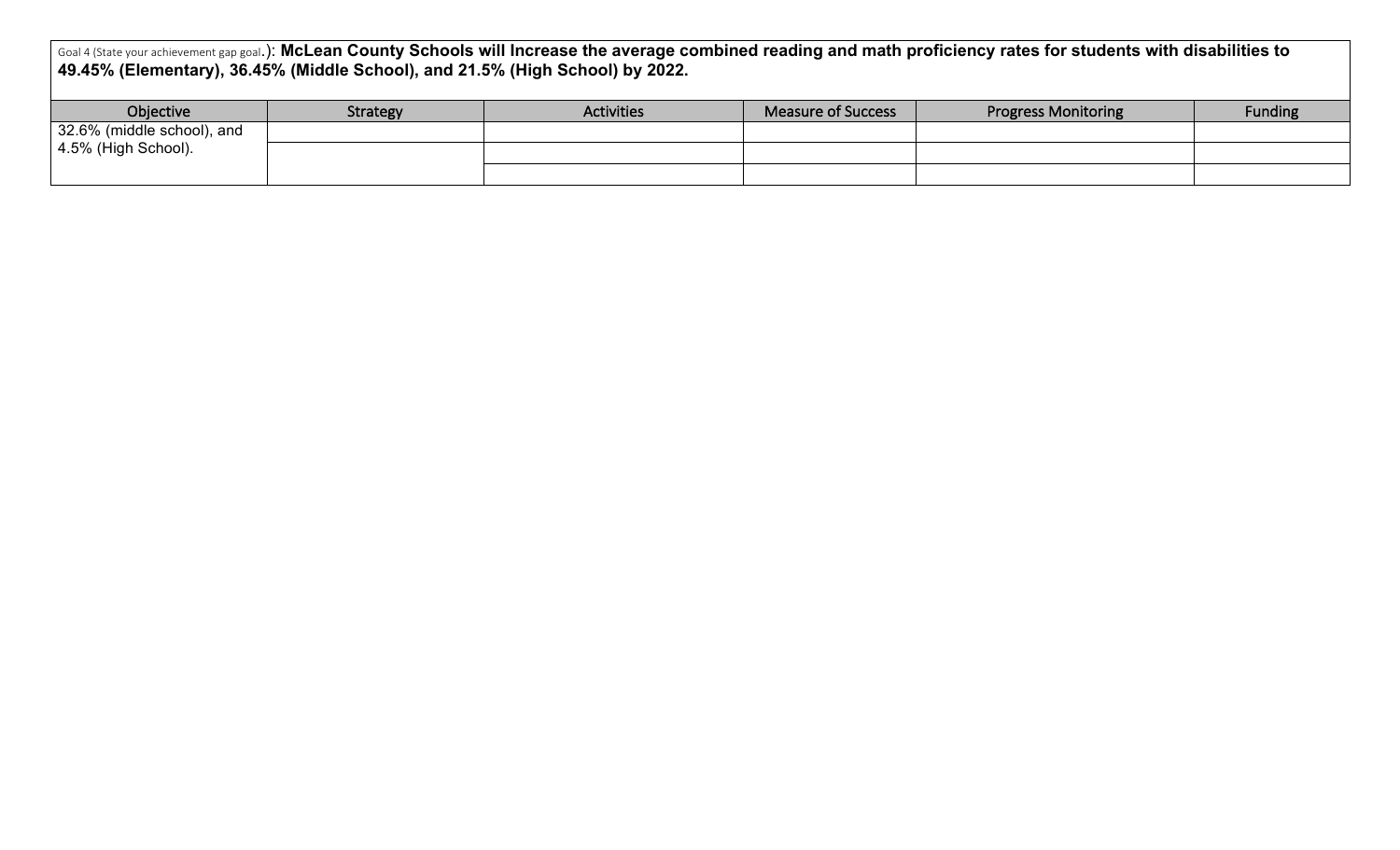Goal 4 (State your achievement gap goal.): **McLean County Schools will Increase the average combined reading and math proficiency rates for students with disabilities to 49.45% (Elementary), 36.45% (Middle School), and 21.5% (High School) by 2022.**

| Objective | Strategy | Activities | Measure of Success | Progress Monitoring | Funding |
|---|---|---|---|---|---|
| 32.6% (middle school), and 4.5% (High School). | | | | | |
| | | | | | |
| | | | | | |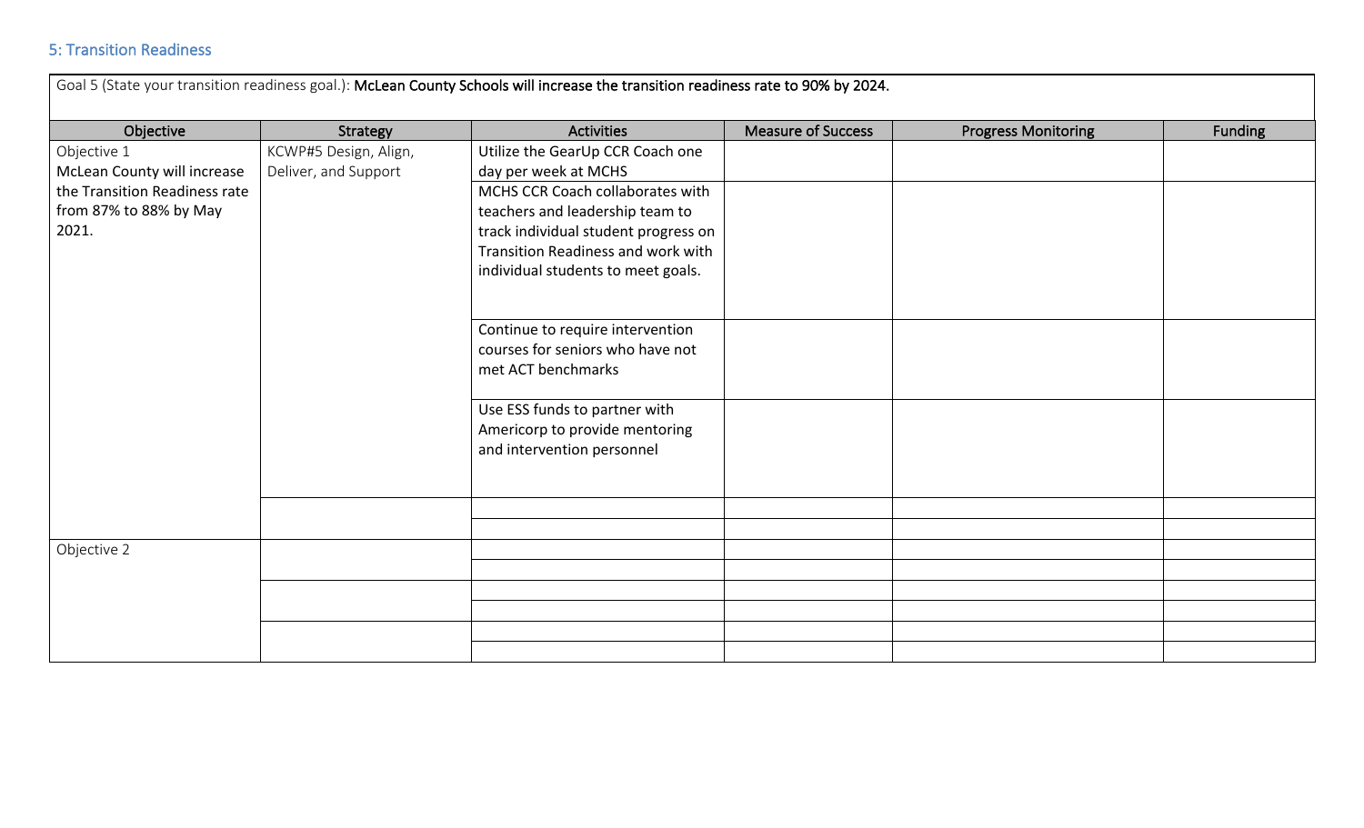## 5: Transition Readiness

Goal 5 (State your transition readiness goal.): **McLean County Schools will increase the transition readiness rate to 90% by 2024.**

| Objective | Strategy | Activities | Measure of Success | Progress Monitoring | Funding |
|---|---|---|---|---|---|
| Objective 1 McLean County will increase the Transition Readiness rate from 87% to 88% by May 2021. | KCWP#5 Design, Align, Deliver, and Support | Utilize the GearUp CCR Coach one day per week at MCHS | | | |
| | | MCHS CCR Coach collaborates with teachers and leadership team to track individual student progress on Transition Readiness and work with individual students to meet goals. | | | |
| | | Continue to require intervention courses for seniors who have not met ACT benchmarks | | | |
| | | Use ESS funds to partner with Americorp to provide mentoring and intervention personnel | | | |
| | | | | | |
| | | | | | |
| Objective 2 | | | | | |
| | | | | | |
| | | | | | |
| | | | | | |
| | | | | | |
| | | | | | |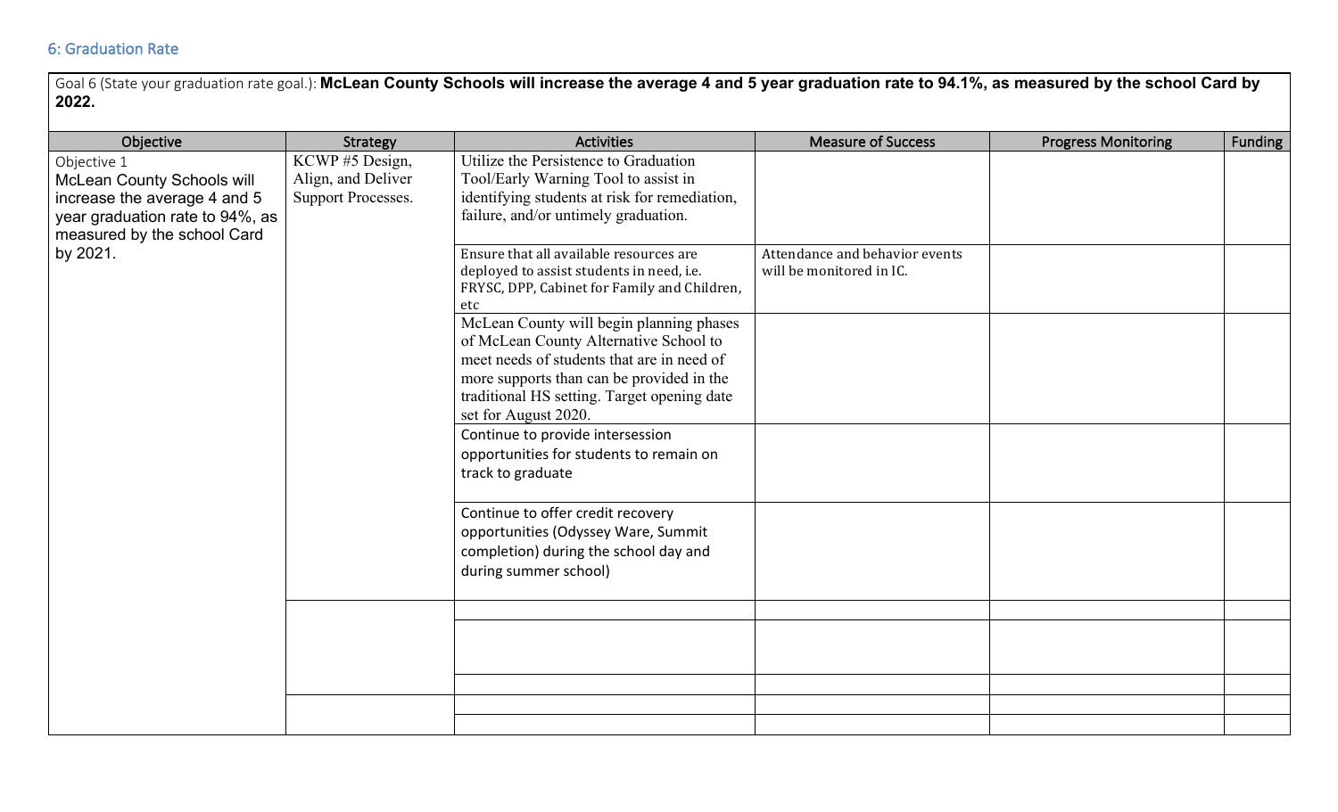## 6: Graduation Rate

Goal 6 (State your graduation rate goal.): **McLean County Schools will increase the average 4 and 5 year graduation rate to 94.1%, as measured by the school Card by 2022.**

| Objective | Strategy | Activities | Measure of Success | Progress Monitoring | Funding |
|---|---|---|---|---|---|
| Objective 1<br>McLean County Schools will increase the average 4 and 5 year graduation rate to 94%, as measured by the school Card by 2021. | KCWP #5 Design, Align, and Deliver Support Processes. | Utilize the Persistence to Graduation Tool/Early Warning Tool to assist in identifying students at risk for remediation, failure, and/or untimely graduation. | | | |
| | | Ensure that all available resources are deployed to assist students in need, i.e. FRYSC, DPP, Cabinet for Family and Children, etc | Attendance and behavior events will be monitored in IC. | | |
| | | McLean County will begin planning phases of McLean County Alternative School to meet needs of students that are in need of more supports than can be provided in the traditional HS setting. Target opening date set for August 2020. | | | |
| | | Continue to provide intersession opportunities for students to remain on track to graduate | | | |
| | | Continue to offer credit recovery opportunities (Odyssey Ware, Summit completion) during the school day and during summer school) | | | |
| | | | | | |
| | | | | | |
| | | | | | |
| | | | | | |
| | | | | | |